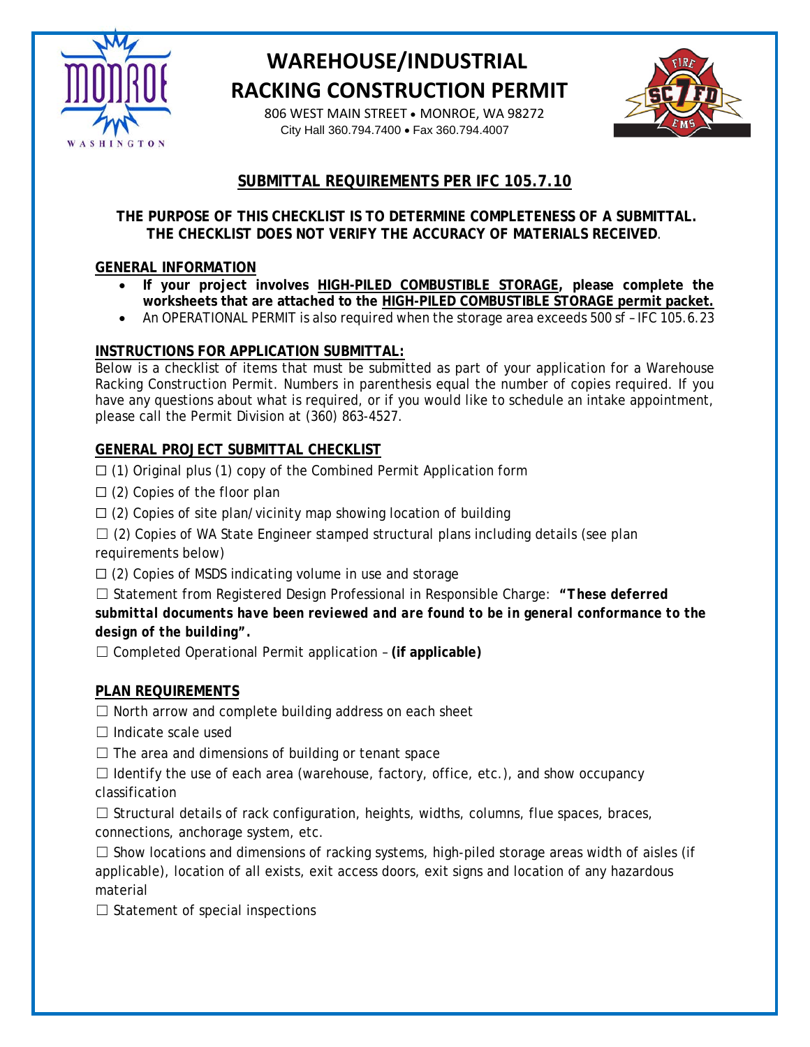# WAREHOUSE/INDUSTRIAL RACKING CONSTRUCTION PERMIT

806 WEST MAIN STREET • MONROE, WA 98272
City Hall 360.794.7400 • Fax 360.794.4007

## SUBMITTAL REQUIREMENTS PER IFC 105.7.10

**THE PURPOSE OF THIS CHECKLIST IS TO DETERMINE COMPLETENESS OF A SUBMITTAL. THE CHECKLIST DOES NOT VERIFY THE ACCURACY OF MATERIALS RECEIVED**.

### GENERAL INFORMATION

- **If your project involves HIGH-PILED COMBUSTIBLE STORAGE, please complete the worksheets that are attached to the HIGH-PILED COMBUSTIBLE STORAGE permit packet.**
- An OPERATIONAL PERMIT is also required when the storage area exceeds 500 sf – IFC 105.6.23

### INSTRUCTIONS FOR APPLICATION SUBMITTAL:

Below is a checklist of items that must be submitted as part of your application for a Warehouse Racking Construction Permit. Numbers in parenthesis equal the number of copies required. If you have any questions about what is required, or if you would like to schedule an intake appointment, please call the Permit Division at (360) 863-4527.

### GENERAL PROJECT SUBMITTAL CHECKLIST

☐ (1) Original plus (1) copy of the Combined Permit Application form

☐ (2) Copies of the floor plan

☐ (2) Copies of site plan/vicinity map showing location of building

☐ (2) Copies of WA State Engineer stamped structural plans including details (see plan requirements below)

☐ (2) Copies of MSDS indicating volume in use and storage

☐ Statement from Registered Design Professional in Responsible Charge: ***"These deferred submittal documents have been reviewed and are found to be in general conformance to the design of the building".***

☐ Completed Operational Permit application – **(if applicable)**

### PLAN REQUIREMENTS

☐ North arrow and complete building address on each sheet

☐ Indicate scale used

☐ The area and dimensions of building or tenant space

☐ Identify the use of each area (warehouse, factory, office, etc.), and show occupancy classification

☐ Structural details of rack configuration, heights, widths, columns, flue spaces, braces, connections, anchorage system, etc.

☐ Show locations and dimensions of racking systems, high-piled storage areas width of aisles (if applicable), location of all exists, exit access doors, exit signs and location of any hazardous material

☐ Statement of special inspections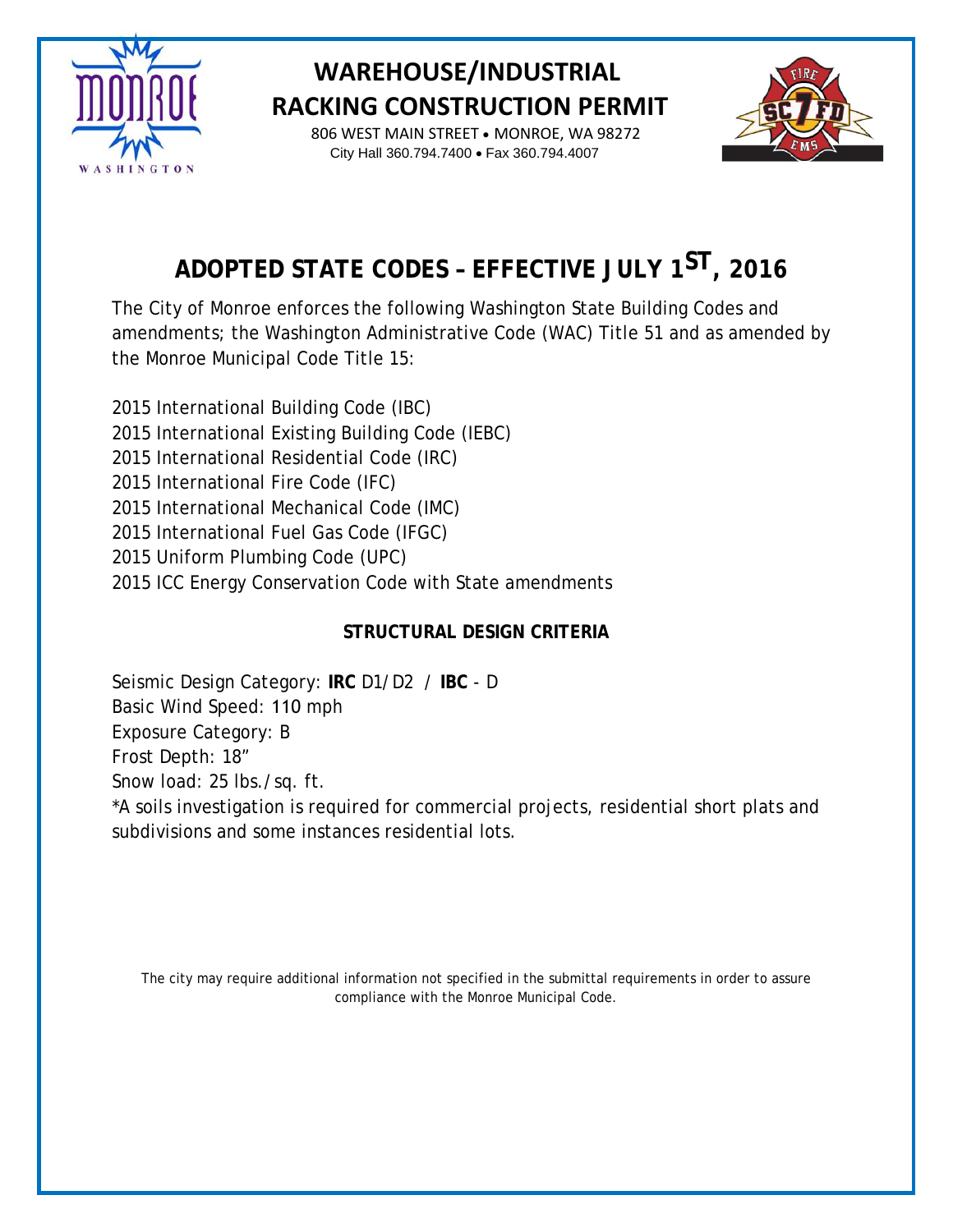# WAREHOUSE/INDUSTRIAL RACKING CONSTRUCTION PERMIT

806 WEST MAIN STREET • MONROE, WA 98272
City Hall 360.794.7400 • Fax 360.794.4007

## ADOPTED STATE CODES – EFFECTIVE JULY 1ST, 2016

The City of Monroe enforces the following Washington State Building Codes and amendments; the Washington Administrative Code (WAC) Title 51 and as amended by the Monroe Municipal Code Title 15:

2015 International Building Code (IBC)
2015 International Existing Building Code (IEBC)
2015 International Residential Code (IRC)
2015 International Fire Code (IFC)
2015 International Mechanical Code (IMC)
2015 International Fuel Gas Code (IFGC)
2015 Uniform Plumbing Code (UPC)
2015 ICC Energy Conservation Code with State amendments

### STRUCTURAL DESIGN CRITERIA

Seismic Design Category: **IRC** D1/D2 / **IBC** - D
Basic Wind Speed: 110 mph
Exposure Category: B
Frost Depth: 18"
Snow load: 25 lbs./sq. ft.
*A soils investigation is required for commercial projects, residential short plats and subdivisions and some instances residential lots.

The city may require additional information not specified in the submittal requirements in order to assure compliance with the Monroe Municipal Code.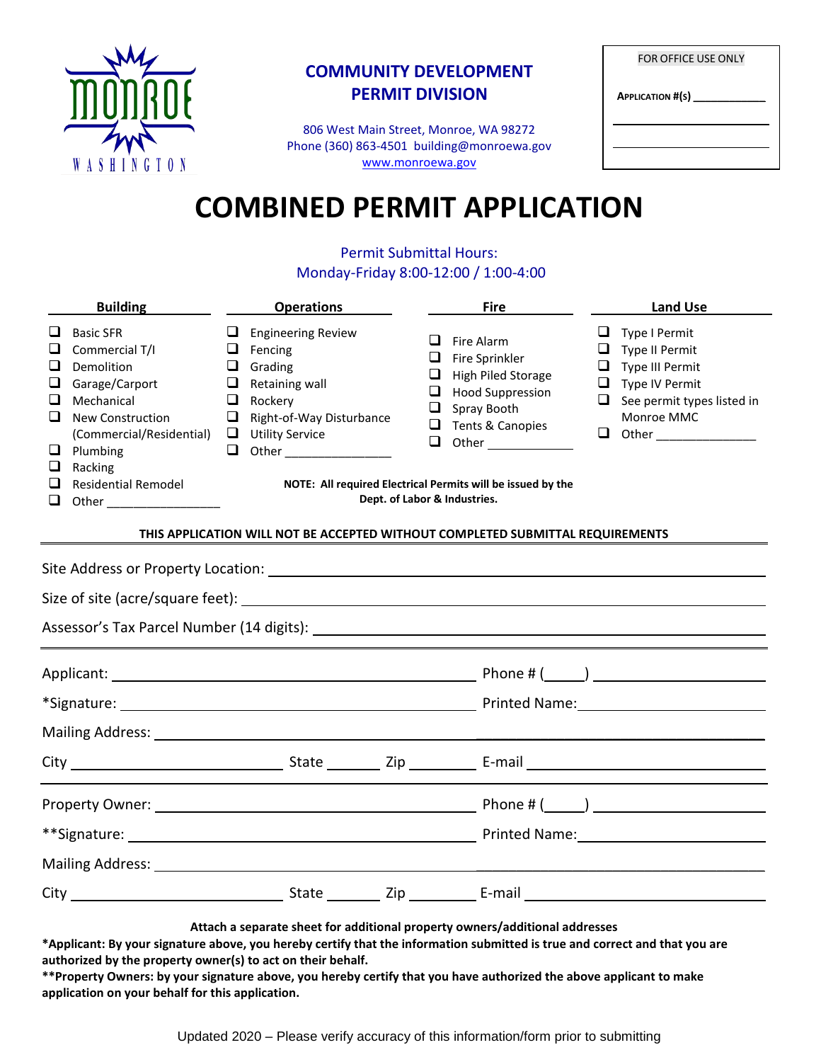**COMMUNITY DEVELOPMENT**
**PERMIT DIVISION**

806 West Main Street, Monroe, WA 98272
Phone (360) 863-4501 building@monroewa.gov
www.monroewa.gov

FOR OFFICE USE ONLY

**APPLICATION #(S)** ____________

# COMBINED PERMIT APPLICATION

Permit Submittal Hours:
Monday-Friday 8:00-12:00 / 1:00-4:00

| Building | Operations | Fire | Land Use |
|---|---|---|---|
| ☐ Basic SFR | ☐ Engineering Review | ☐ Fire Alarm | ☐ Type I Permit |
| ☐ Commercial T/I | ☐ Fencing | ☐ Fire Sprinkler | ☐ Type II Permit |
| ☐ Demolition | ☐ Grading | ☐ High Piled Storage | ☐ Type III Permit |
| ☐ Garage/Carport | ☐ Retaining wall | ☐ Hood Suppression | ☐ Type IV Permit |
| ☐ Mechanical | ☐ Rockery | ☐ Spray Booth | ☐ See permit types listed in Monroe MMC |
| ☐ New Construction (Commercial/Residential) | ☐ Right-of-Way Disturbance | ☐ Tents & Canopies | ☐ Other ______________ |
| ☐ Plumbing | ☐ Utility Service | ☐ Other ____________ | |
| ☐ Racking | ☐ Other ______________ | | |
| ☐ Residential Remodel | | | |
| ☐ Other ________________ | | | |

**NOTE: All required Electrical Permits will be issued by the Dept. of Labor & Industries.**

**THIS APPLICATION WILL NOT BE ACCEPTED WITHOUT COMPLETED SUBMITTAL REQUIREMENTS**

Site Address or Property Location: ______________________________

Size of site (acre/square feet): ______________________________

Assessor's Tax Parcel Number (14 digits): ______________________________

Applicant: ______________________________ Phone # (____) ______________

*Signature: ______________________________ Printed Name: ______________

Mailing Address: ______________________________

City ______________ State ______ Zip ________ E-mail ______________

Property Owner: ______________________________ Phone # (____) ______________

**Signature: ______________________________ Printed Name: ______________

Mailing Address: ______________________________

City ______________ State ______ Zip ________ E-mail ______________

**Attach a separate sheet for additional property owners/additional addresses**

***Applicant: By your signature above, you hereby certify that the information submitted is true and correct and that you are authorized by the property owner(s) to act on their behalf.**

****Property Owners: by your signature above, you hereby certify that you have authorized the above applicant to make application on your behalf for this application.**

Updated 2020 – Please verify accuracy of this information/form prior to submitting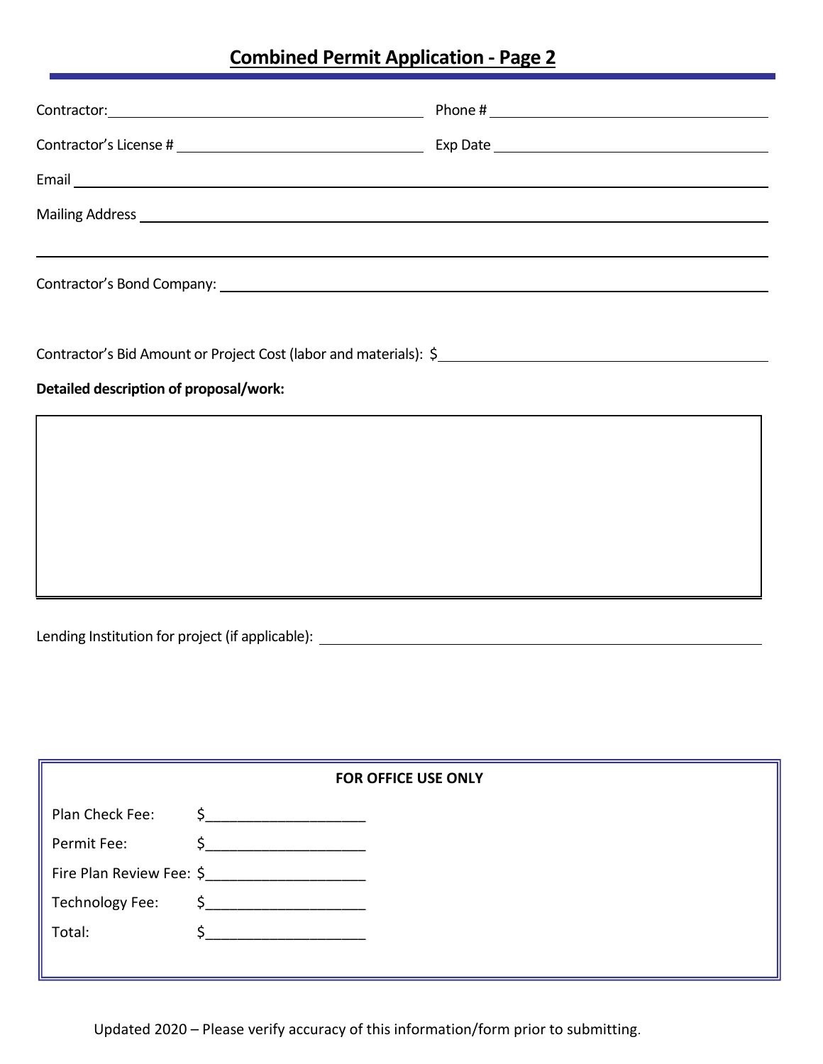# Combined Permit Application - Page 2

Contractor: ______________________ Phone # ______________________

Contractor's License # ______________________ Exp Date ______________________

Email ______________________________________________

Mailing Address ______________________________________________

______________________________________________

Contractor's Bond Company: ______________________________________________

Contractor's Bid Amount or Project Cost (labor and materials): $______________________

**Detailed description of proposal/work:**

| |
|---|
| |

Lending Institution for project (if applicable): ______________________

**FOR OFFICE USE ONLY**

Plan Check Fee: $____________________

Permit Fee: $____________________

Fire Plan Review Fee: $____________________

Technology Fee: $____________________

Total: $____________________

Updated 2020 – Please verify accuracy of this information/form prior to submitting.